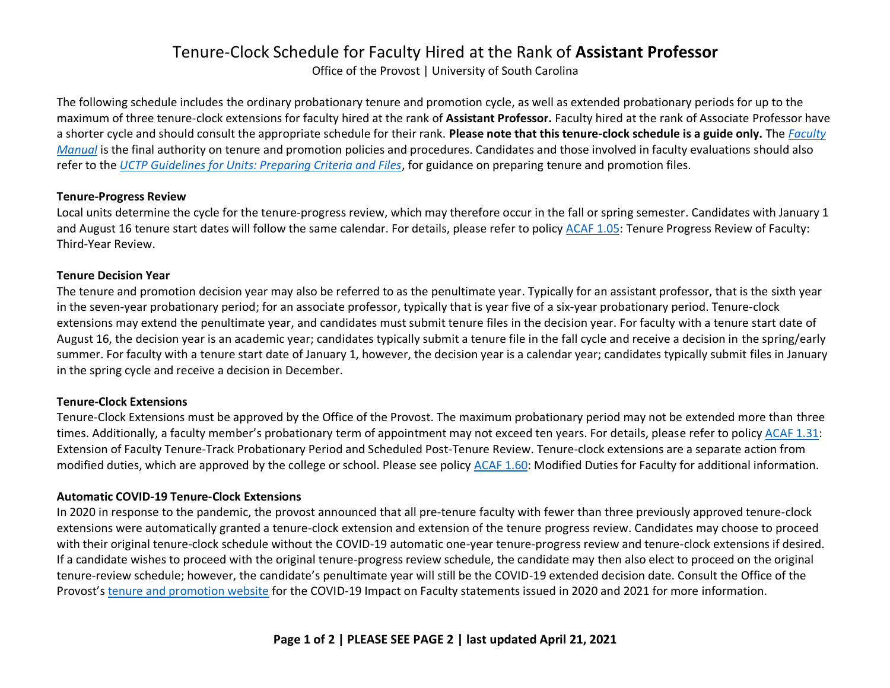# Tenure-Clock Schedule for Faculty Hired at the Rank of **Assistant Professor**

Office of the Provost | University of South Carolina

The following schedule includes the ordinary probationary tenure and promotion cycle, as well as extended probationary periods for up to the maximum of three tenure-clock extensions for faculty hired at the rank of **Assistant Professor.** Faculty hired at the rank of Associate Professor have a shorter cycle and should consult the appropriate schedule for their rank. **Please note that this tenure-clock schedule is a guide only.** The *Faculty Manual* is the final authority on tenure and promotion policies and procedures. Candidates and those involved in faculty evaluations should also refer to the *UCTP Guidelines for Units: Preparing Criteria and Files*, for guidance on preparing tenure and promotion files.

**Tenure-Progress Review**

Local units determine the cycle for the tenure-progress review, which may therefore occur in the fall or spring semester. Candidates with January 1 and August 16 tenure start dates will follow the same calendar. For details, please refer to policy ACAF 1.05: Tenure Progress Review of Faculty: Third-Year Review.

**Tenure Decision Year**

The tenure and promotion decision year may also be referred to as the penultimate year. Typically for an assistant professor, that is the sixth year in the seven-year probationary period; for an associate professor, typically that is year five of a six-year probationary period. Tenure-clock extensions may extend the penultimate year, and candidates must submit tenure files in the decision year. For faculty with a tenure start date of August 16, the decision year is an academic year; candidates typically submit a tenure file in the fall cycle and receive a decision in the spring/early summer. For faculty with a tenure start date of January 1, however, the decision year is a calendar year; candidates typically submit files in January in the spring cycle and receive a decision in December.

**Tenure-Clock Extensions**

Tenure-Clock Extensions must be approved by the Office of the Provost. The maximum probationary period may not be extended more than three times. Additionally, a faculty member's probationary term of appointment may not exceed ten years. For details, please refer to policy ACAF 1.31: Extension of Faculty Tenure-Track Probationary Period and Scheduled Post-Tenure Review. Tenure-clock extensions are a separate action from modified duties, which are approved by the college or school. Please see policy ACAF 1.60: Modified Duties for Faculty for additional information.

**Automatic COVID-19 Tenure-Clock Extensions**

In 2020 in response to the pandemic, the provost announced that all pre-tenure faculty with fewer than three previously approved tenure-clock extensions were automatically granted a tenure-clock extension and extension of the tenure progress review. Candidates may choose to proceed with their original tenure-clock schedule without the COVID-19 automatic one-year tenure-progress review and tenure-clock extensions if desired. If a candidate wishes to proceed with the original tenure-progress review schedule, the candidate may then also elect to proceed on the original tenure-review schedule; however, the candidate's penultimate year will still be the COVID-19 extended decision date. Consult the Office of the Provost's tenure and promotion website for the COVID-19 Impact on Faculty statements issued in 2020 and 2021 for more information.

**PLEASE SEE PAGE 2 | last updated April 21, 2021**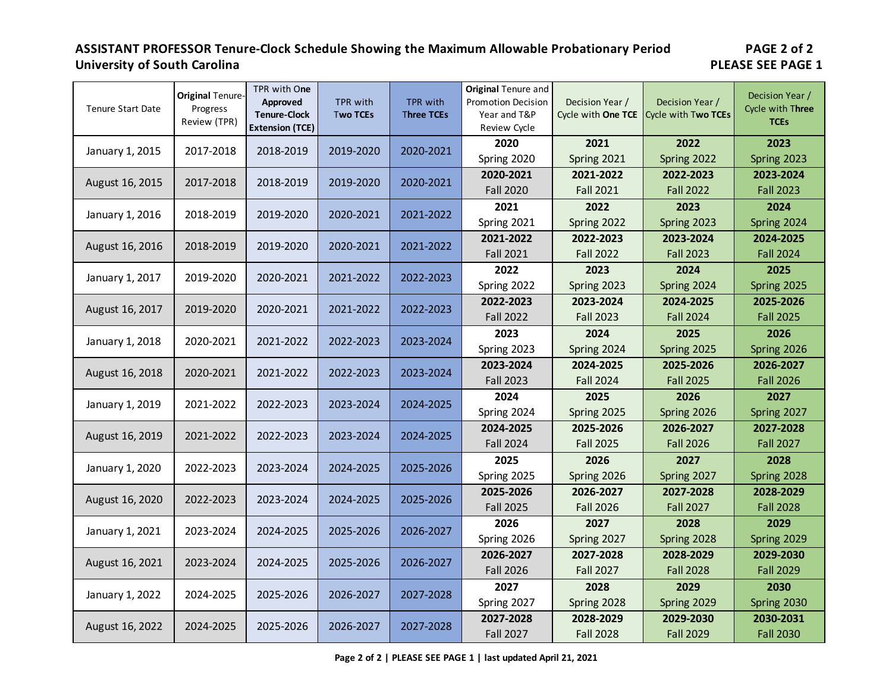**ASSISTANT PROFESSOR Tenure-Clock Schedule Showing the Maximum Allowable Probationary Period**
**University of South Carolina**

**PAGE 2 of 2**
**PLEASE SEE PAGE 1**

| Tenure Start Date | **Original** Tenure-Progress Review (TPR) | TPR with **One Approved Tenure-Clock Extension (TCE)** | TPR with **Two TCEs** | TPR with **Three TCEs** | **Original** Tenure and Promotion Decision Year and T&P Review Cycle | Decision Year / Cycle with **One TCE** | Decision Year / Cycle with **Two TCEs** | Decision Year / Cycle with **Three TCEs** |
|---|---|---|---|---|---|---|---|---|
| January 1, 2015 | 2017-2018 | 2018-2019 | 2019-2020 | 2020-2021 | **2020** Spring 2020 | **2021** Spring 2021 | **2022** Spring 2022 | **2023** Spring 2023 |
| August 16, 2015 | 2017-2018 | 2018-2019 | 2019-2020 | 2020-2021 | **2020-2021** Fall 2020 | **2021-2022** Fall 2021 | **2022-2023** Fall 2022 | **2023-2024** Fall 2023 |
| January 1, 2016 | 2018-2019 | 2019-2020 | 2020-2021 | 2021-2022 | **2021** Spring 2021 | **2022** Spring 2022 | **2023** Spring 2023 | **2024** Spring 2024 |
| August 16, 2016 | 2018-2019 | 2019-2020 | 2020-2021 | 2021-2022 | **2021-2022** Fall 2021 | **2022-2023** Fall 2022 | **2023-2024** Fall 2023 | **2024-2025** Fall 2024 |
| January 1, 2017 | 2019-2020 | 2020-2021 | 2021-2022 | 2022-2023 | **2022** Spring 2022 | **2023** Spring 2023 | **2024** Spring 2024 | **2025** Spring 2025 |
| August 16, 2017 | 2019-2020 | 2020-2021 | 2021-2022 | 2022-2023 | **2022-2023** Fall 2022 | **2023-2024** Fall 2023 | **2024-2025** Fall 2024 | **2025-2026** Fall 2025 |
| January 1, 2018 | 2020-2021 | 2021-2022 | 2022-2023 | 2023-2024 | **2023** Spring 2023 | **2024** Spring 2024 | **2025** Spring 2025 | **2026** Spring 2026 |
| August 16, 2018 | 2020-2021 | 2021-2022 | 2022-2023 | 2023-2024 | **2023-2024** Fall 2023 | **2024-2025** Fall 2024 | **2025-2026** Fall 2025 | **2026-2027** Fall 2026 |
| January 1, 2019 | 2021-2022 | 2022-2023 | 2023-2024 | 2024-2025 | **2024** Spring 2024 | **2025** Spring 2025 | **2026** Spring 2026 | **2027** Spring 2027 |
| August 16, 2019 | 2021-2022 | 2022-2023 | 2023-2024 | 2024-2025 | **2024-2025** Fall 2024 | **2025-2026** Fall 2025 | **2026-2027** Fall 2026 | **2027-2028** Fall 2027 |
| January 1, 2020 | 2022-2023 | 2023-2024 | 2024-2025 | 2025-2026 | **2025** Spring 2025 | **2026** Spring 2026 | **2027** Spring 2027 | **2028** Spring 2028 |
| August 16, 2020 | 2022-2023 | 2023-2024 | 2024-2025 | 2025-2026 | **2025-2026** Fall 2025 | **2026-2027** Fall 2026 | **2027-2028** Fall 2027 | **2028-2029** Fall 2028 |
| January 1, 2021 | 2023-2024 | 2024-2025 | 2025-2026 | 2026-2027 | **2026** Spring 2026 | **2027** Spring 2027 | **2028** Spring 2028 | **2029** Spring 2029 |
| August 16, 2021 | 2023-2024 | 2024-2025 | 2025-2026 | 2026-2027 | **2026-2027** Fall 2026 | **2027-2028** Fall 2027 | **2028-2029** Fall 2028 | **2029-2030** Fall 2029 |
| January 1, 2022 | 2024-2025 | 2025-2026 | 2026-2027 | 2027-2028 | **2027** Spring 2027 | **2028** Spring 2028 | **2029** Spring 2029 | **2030** Spring 2030 |
| August 16, 2022 | 2024-2025 | 2025-2026 | 2026-2027 | 2027-2028 | **2027-2028** Fall 2027 | **2028-2029** Fall 2028 | **2029-2030** Fall 2029 | **2030-2031** Fall 2030 |

**Page 2 of 2 | PLEASE SEE PAGE 1 | last updated April 21, 2021**